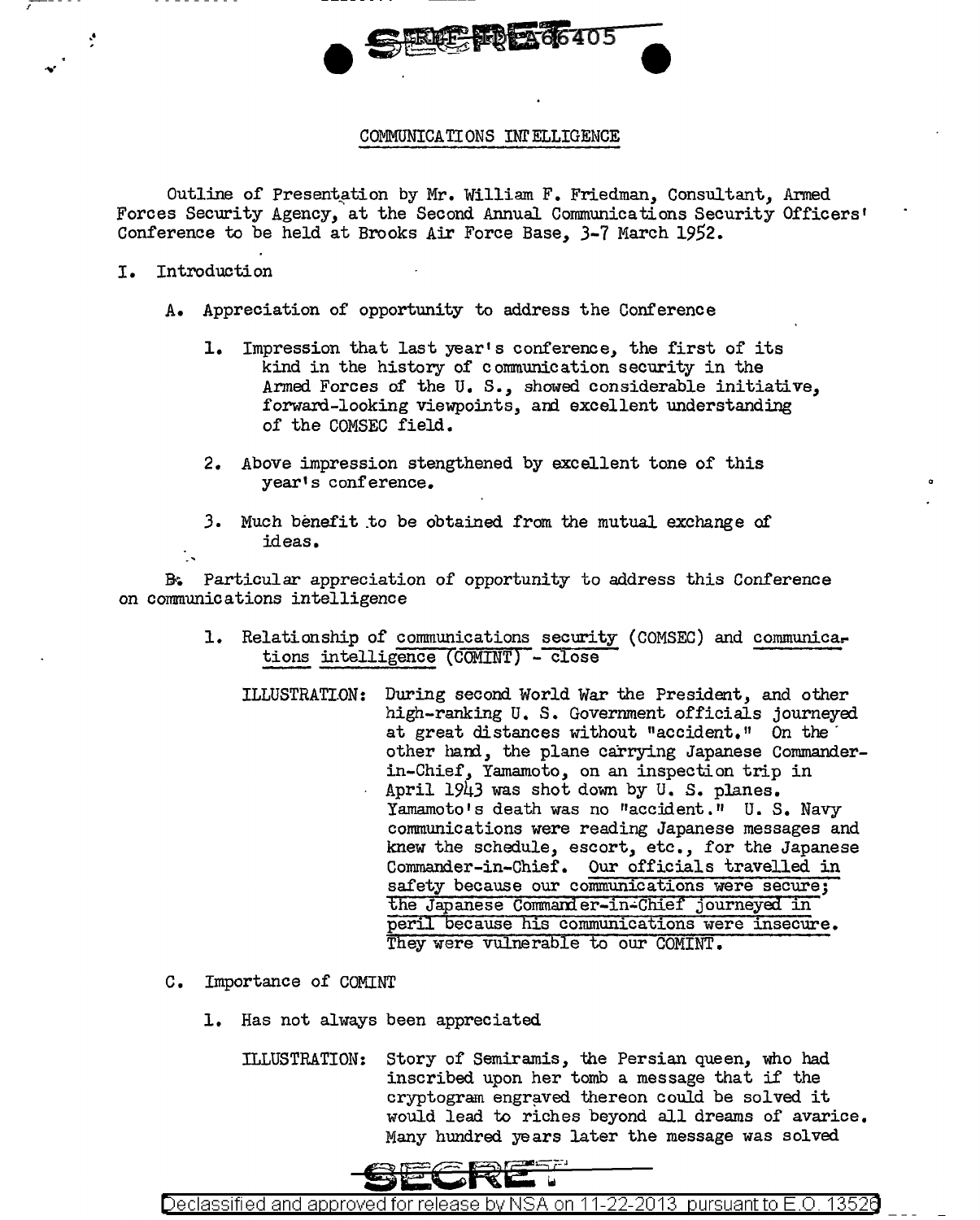COMMUNICATIONS INTELLIGENCE

Outline of Presentation by Mr. William F. Friedman, Consultant, Armed Forces Security Agency, at the Second Annual Communications Security Officers' Conference to be held at Brooks Air Force Base, 3-7 March 1952.

I. Introduction

A. Appreciation of opportunity to address the Conference

1. Impression that last year's conference, the first of its kind in the history of communication security in the Armed Forces of the U. S., showed considerable initiative, forward-looking viewpoints, and excellent understanding of the COMSEC field.

2. Above impression stengthened by excellent tone of this year's conference.

3. Much benefit to be obtained from the mutual exchange of ideas.

B. Particular appreciation of opportunity to address this Conference on communications intelligence

1. Relationship of communications security (COMSEC) and communications intelligence (COMINT) - close

ILLUSTRATION: During second World War the President, and other high-ranking U. S. Government officials journeyed at great distances without "accident." On the other hand, the plane carrying Japanese Commander-in-Chief, Yamamoto, on an inspection trip in April 1943 was shot down by U. S. planes. Yamamoto's death was no "accident." U. S. Navy communications were reading Japanese messages and knew the schedule, escort, etc., for the Japanese Commander-in-Chief. Our officials travelled in safety because our communications were secure; the Japanese Commander-in-Chief journeyed in peril because his communications were insecure. They were vulnerable to our COMINT.

C. Importance of COMINT

1. Has not always been appreciated

ILLUSTRATION: Story of Semiramis, the Persian queen, who had inscribed upon her tomb a message that if the cryptogram engraved thereon could be solved it would lead to riches beyond all dreams of avarice. Many hundred years later the message was solved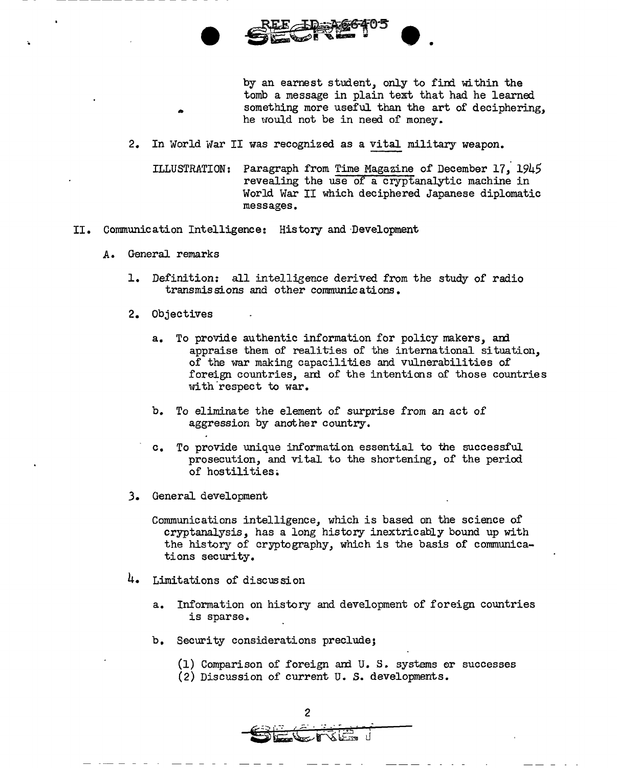by an earnest student, only to find within the tomb a message in plain text that had he learned something more useful than the art of deciphering, he would not be in need of money.

2. In World War II was recognized as a vital military weapon.

   ILLUSTRATION: Paragraph from Time Magazine of December 17, 1945 revealing the use of a cryptanalytic machine in World War II which deciphered Japanese diplomatic messages.

II. Communication Intelligence: History and Development

A. General remarks

1. Definition: all intelligence derived from the study of radio transmissions and other communications.

2. Objectives

   a. To provide authentic information for policy makers, and appraise them of realities of the international situation, of the war making capacities and vulnerabilities of foreign countries, and of the intentions of those countries with respect to war.

   b. To eliminate the element of surprise from an act of aggression by another country.

   c. To provide unique information essential to the successful prosecution, and vital to the shortening, of the period of hostilities.

3. General development

   Communications intelligence, which is based on the science of cryptanalysis, has a long history inextricably bound up with the history of cryptography, which is the basis of communications security.

4. Limitations of discussion

   a. Information on history and development of foreign countries is sparse.

   b. Security considerations preclude;

      (1) Comparison of foreign and U. S. systems or successes
      (2) Discussion of current U. S. developments.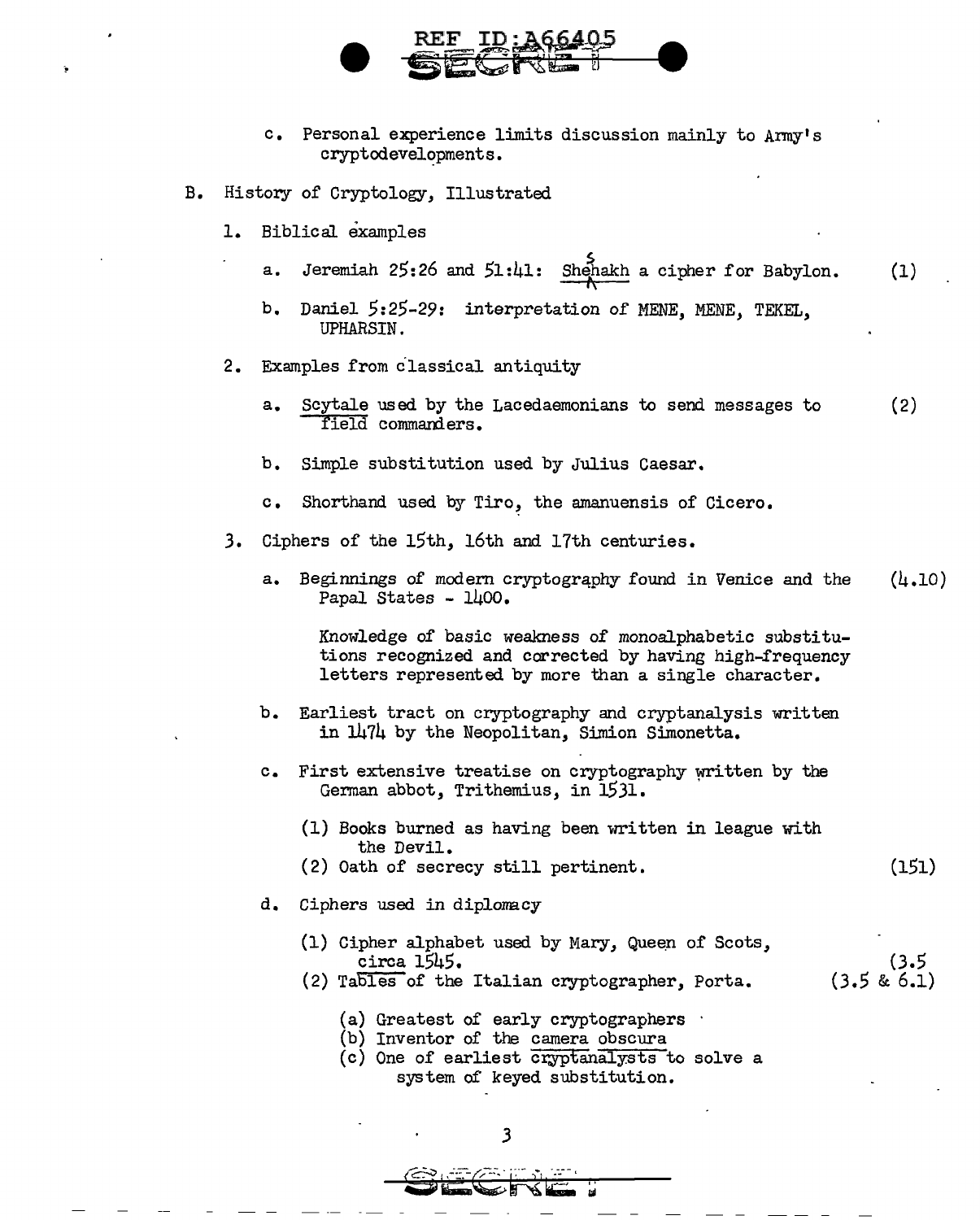c. Personal experience limits discussion mainly to Army's cryptodevelopments.

B. History of Cryptology, Illustrated

1. Biblical examples

   a. Jeremiah 25:26 and 51:41: Shesakh a cipher for Babylon. (1)

   b. Daniel 5:25-29: interpretation of MENE, MENE, TEKEL, UPHARSIN.

2. Examples from classical antiquity

   a. Scytale used by the Lacedaemonians to send messages to field commanders. (2)

   b. Simple substitution used by Julius Caesar.

   c. Shorthand used by Tiro, the amanuensis of Cicero.

3. Ciphers of the 15th, 16th and 17th centuries.

   a. Beginnings of modern cryptography found in Venice and the Papal States - 1400. (4.10)

      Knowledge of basic weakness of monoalphabetic substitutions recognized and corrected by having high-frequency letters represented by more than a single character.

   b. Earliest tract on cryptography and cryptanalysis written in 1474 by the Neopolitan, Simion Simonetta.

   c. First extensive treatise on cryptography written by the German abbot, Trithemius, in 1531.

      (1) Books burned as having been written in league with the Devil.
      (2) Oath of secrecy still pertinent. (151)

   d. Ciphers used in diplomacy

      (1) Cipher alphabet used by Mary, Queen of Scots, circa 1545. (3.5
      (2) Tables of the Italian cryptographer, Porta. (3.5 & 6.1)

         (a) Greatest of early cryptographers
         (b) Inventor of the camera obscura
         (c) One of earliest cryptanalysts to solve a system of keyed substitution.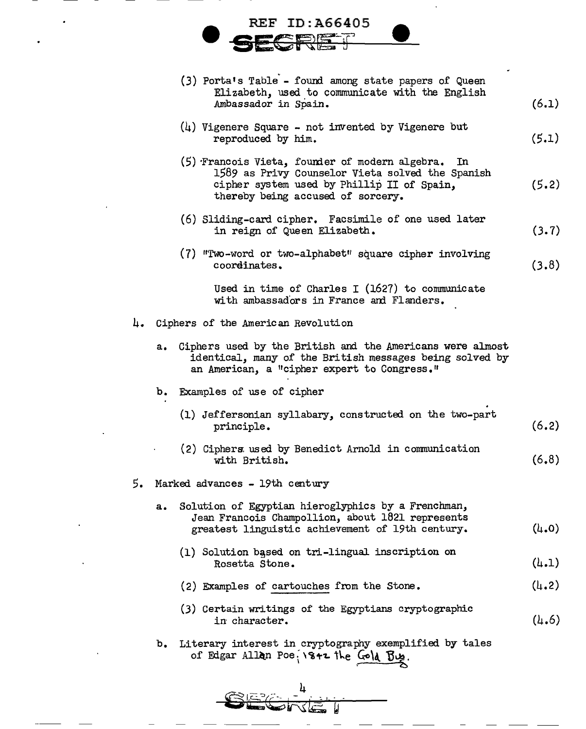(3) Porta's Table - found among state papers of Queen Elizabeth, used to communicate with the English Ambassador in Spain. (6.1)

(4) Vigenere Square - not invented by Vigenere but reproduced by him. (5.1)

(5) Francois Vieta, founder of modern algebra. In 1589 as Privy Counselor Vieta solved the Spanish cipher system used by Phillip II of Spain, thereby being accused of sorcery. (5.2)

(6) Sliding-card cipher. Facsimile of one used later in reign of Queen Elizabeth. (3.7)

(7) "Two-word or two-alphabet" square cipher involving coordinates. (3.8)

Used in time of Charles I (1627) to communicate with ambassadors in France and Flanders.

4. Ciphers of the American Revolution

a. Ciphers used by the British and the Americans were almost identical, many of the British messages being solved by an American, a "cipher expert to Congress."

b. Examples of use of cipher

(1) Jeffersonian syllabary, constructed on the two-part principle. (6.2)

(2) Ciphers used by Benedict Arnold in communication with British. (6.8)

5. Marked advances - 19th century

a. Solution of Egyptian hieroglyphics by a Frenchman, Jean Francois Champollion, about 1821 represents greatest linguistic achievement of 19th century. (4.0)

(1) Solution based on tri-lingual inscription on Rosetta Stone. (4.1)

(2) Examples of cartouches from the Stone. (4.2)

(3) Certain writings of the Egyptians cryptographic in character. (4.6)

b. Literary interest in cryptography exemplified by tales of Edgar Allan Poe; 1842 the Gold Bug.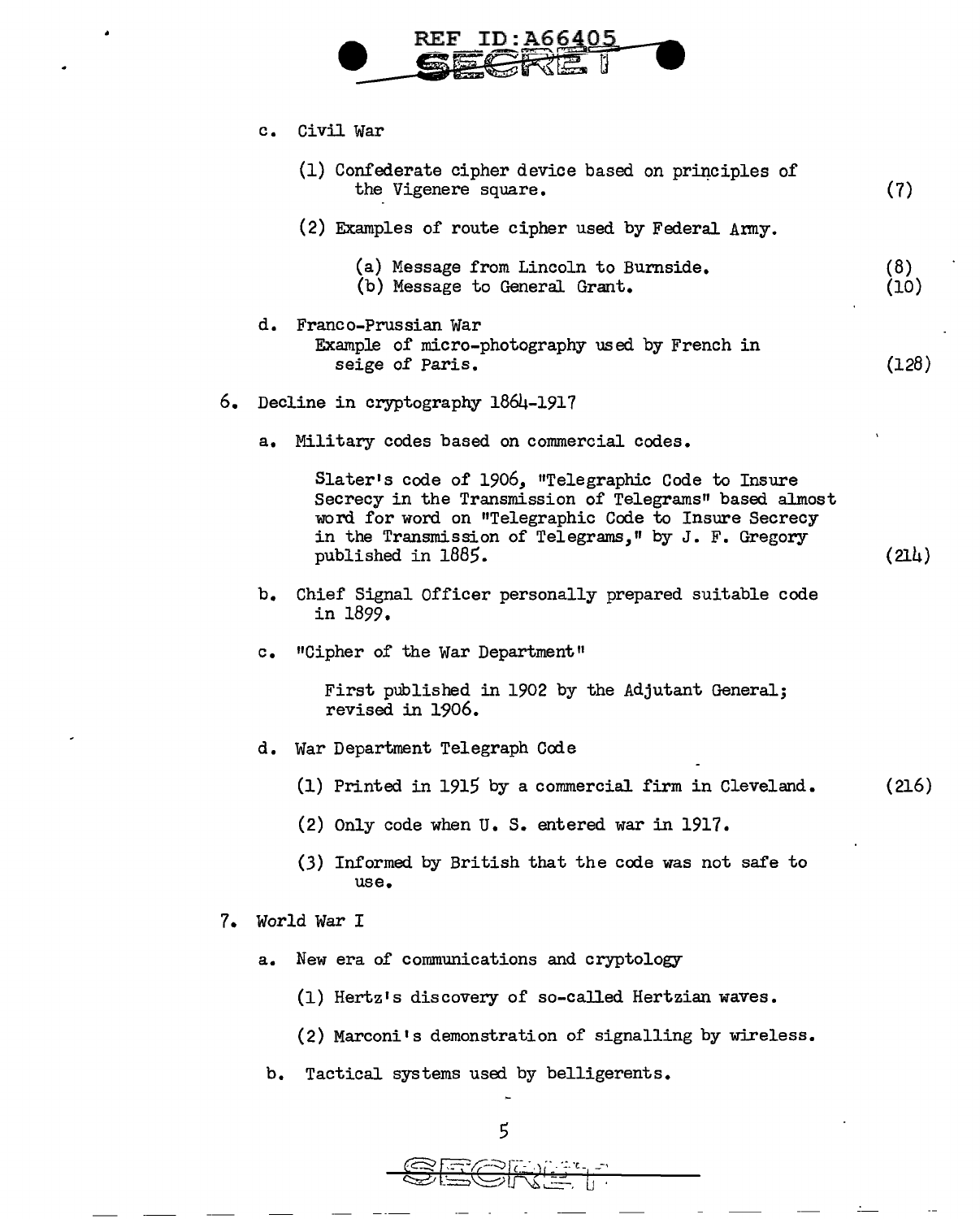c. Civil War

(1) Confederate cipher device based on principles of the Vigenere square. (7)

(2) Examples of route cipher used by Federal Army.

(a) Message from Lincoln to Burnside. (8)
(b) Message to General Grant. (10)

d. Franco-Prussian War
Example of micro-photography used by French in seige of Paris. (128)

6. Decline in cryptography 1864-1917

a. Military codes based on commercial codes.

Slater's code of 1906, "Telegraphic Code to Insure Secrecy in the Transmission of Telegrams" based almost word for word on "Telegraphic Code to Insure Secrecy in the Transmission of Telegrams," by J. F. Gregory published in 1885. (214)

b. Chief Signal Officer personally prepared suitable code in 1899.

c. "Cipher of the War Department"

First published in 1902 by the Adjutant General; revised in 1906.

d. War Department Telegraph Code

(1) Printed in 1915 by a commercial firm in Cleveland. (216)

(2) Only code when U. S. entered war in 1917.

(3) Informed by British that the code was not safe to use.

7. World War I

a. New era of communications and cryptology

(1) Hertz's discovery of so-called Hertzian waves.

(2) Marconi's demonstration of signalling by wireless.

b. Tactical systems used by belligerents.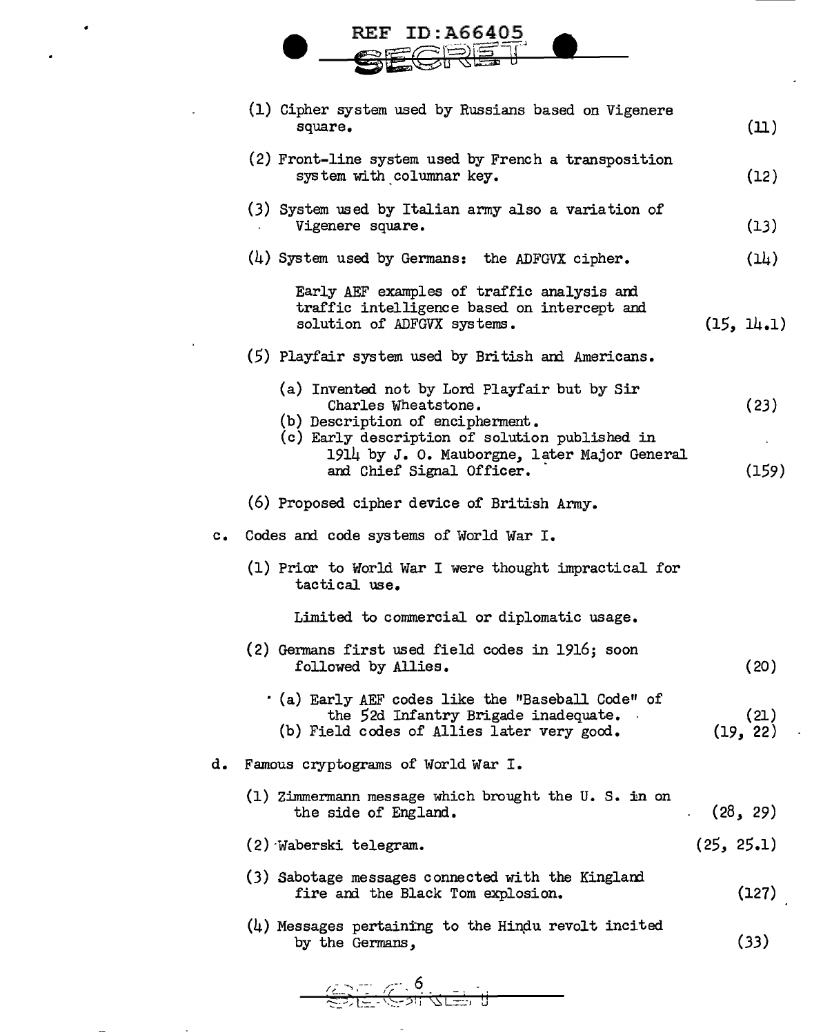(1) Cipher system used by Russians based on Vigenere square. (11)

(2) Front-line system used by French a transposition system with columnar key. (12)

(3) System used by Italian army also a variation of Vigenere square. (13)

(4) System used by Germans: the ADFGVX cipher. (14)

Early AEF examples of traffic analysis and traffic intelligence based on intercept and solution of ADFGVX systems. (15, 14.1)

(5) Playfair system used by British and Americans.

(a) Invented not by Lord Playfair but by Sir Charles Wheatstone. (23)

(b) Description of encipherment.

(c) Early description of solution published in 1914 by J. O. Mauborgne, later Major General and Chief Signal Officer. (159)

(6) Proposed cipher device of British Army.

c. Codes and code systems of World War I.

(1) Prior to World War I were thought impractical for tactical use.

Limited to commercial or diplomatic usage.

(2) Germans first used field codes in 1916; soon followed by Allies. (20)

(a) Early AEF codes like the "Baseball Code" of the 52d Infantry Brigade inadequate. (21)

(b) Field codes of Allies later very good. (19, 22)

d. Famous cryptograms of World War I.

(1) Zimmermann message which brought the U. S. in on the side of England. (28, 29)

(2) Waberski telegram. (25, 25.1)

(3) Sabotage messages connected with the Kingland fire and the Black Tom explosion. (127)

(4) Messages pertaining to the Hindu revolt incited by the Germans, (33)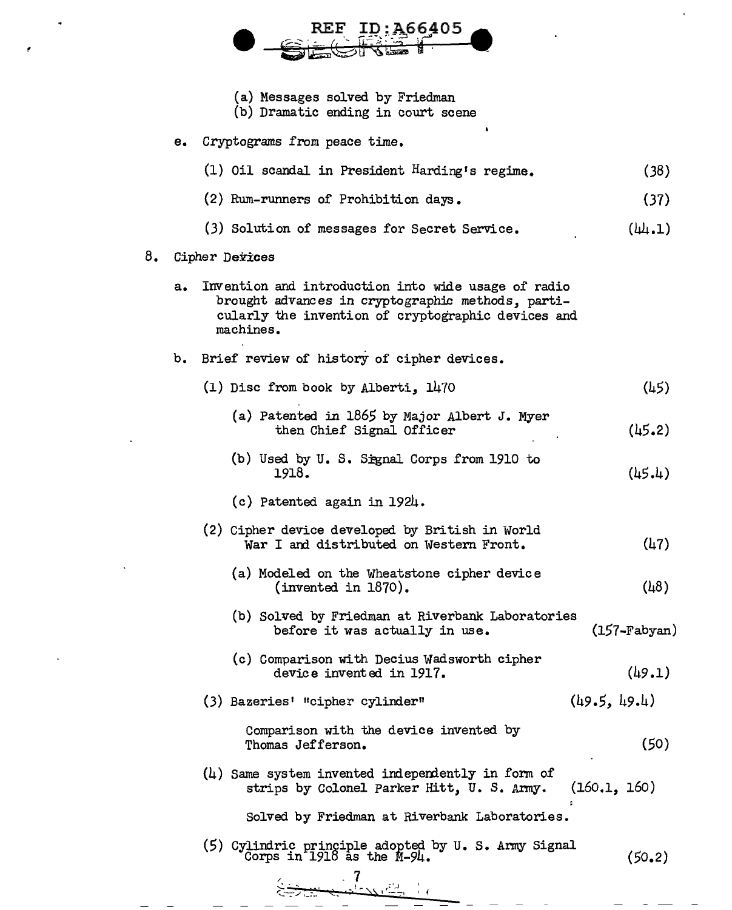(a) Messages solved by Friedman
(b) Dramatic ending in court scene

e. Cryptograms from peace time.

(1) Oil scandal in President Harding's regime. (38)

(2) Rum-runners of Prohibition days. (37)

(3) Solution of messages for Secret Service. (44.1)

8. Cipher Devices

a. Invention and introduction into wide usage of radio brought advances in cryptographic methods, particularly the invention of cryptographic devices and machines.

b. Brief review of history of cipher devices.

(1) Disc from book by Alberti, 1470 (45)

(a) Patented in 1865 by Major Albert J. Myer then Chief Signal Officer (45.2)

(b) Used by U. S. Signal Corps from 1910 to 1918. (45.4)

(c) Patented again in 1924.

(2) Cipher device developed by British in World War I and distributed on Western Front. (47)

(a) Modeled on the Wheatstone cipher device (invented in 1870). (48)

(b) Solved by Friedman at Riverbank Laboratories before it was actually in use. (157-Fabyan)

(c) Comparison with Decius Wadsworth cipher device invented in 1917. (49.1)

(3) Bazeries' "cipher cylinder" (49.5, 49.4)

Comparison with the device invented by Thomas Jefferson. (50)

(4) Same system invented independently in form of strips by Colonel Parker Hitt, U. S. Army. (160.1, 160)

Solved by Friedman at Riverbank Laboratories.

(5) Cylindric principle adopted by U. S. Army Signal Corps in 1918 as the M-94. (50.2)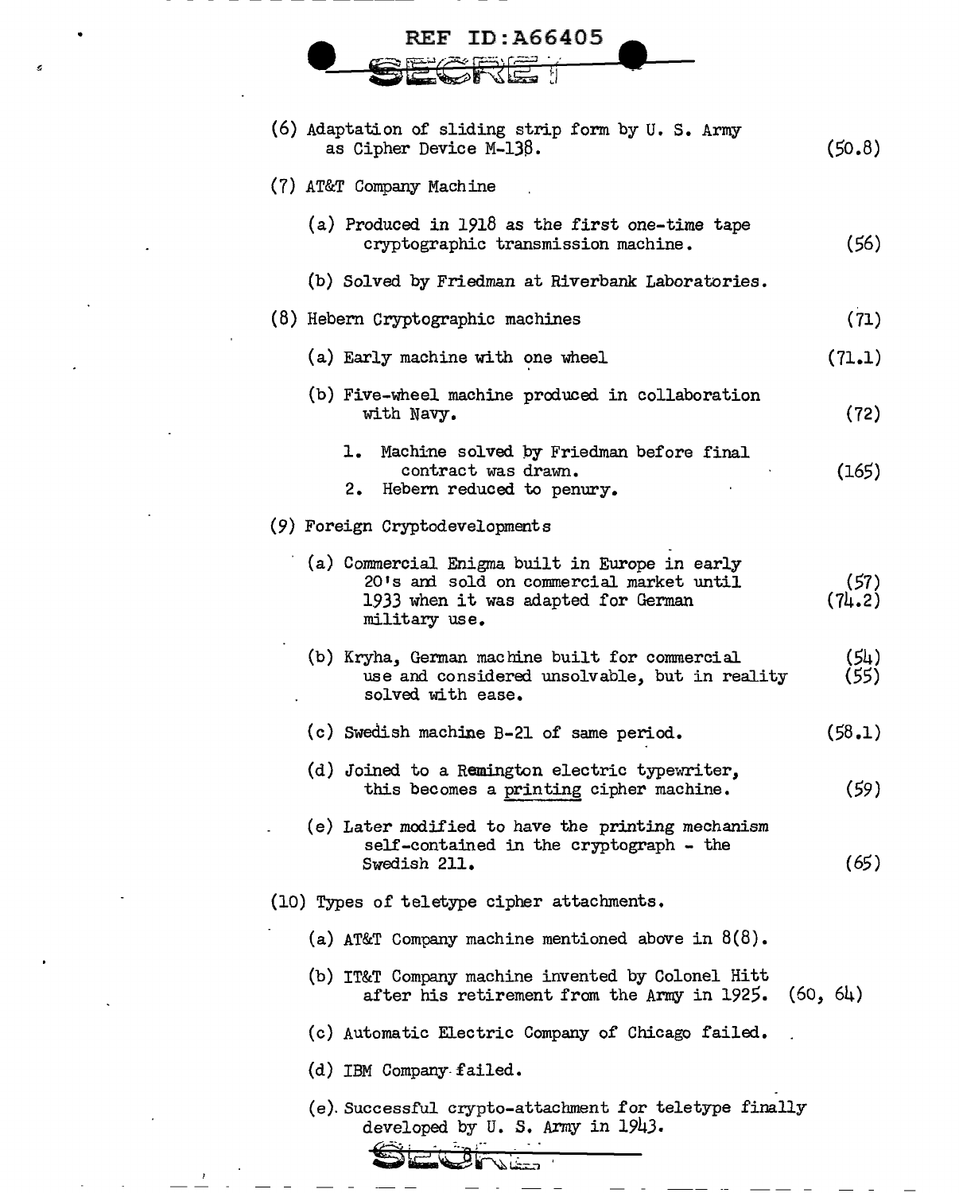(6) Adaptation of sliding strip form by U. S. Army as Cipher Device M-138. (50.8)

(7) AT&T Company Machine

- (a) Produced in 1918 as the first one-time tape cryptographic transmission machine. (56)
- (b) Solved by Friedman at Riverbank Laboratories.

(8) Hebern Cryptographic machines (71)

- (a) Early machine with one wheel (71.1)
- (b) Five-wheel machine produced in collaboration with Navy. (72)
  1. Machine solved by Friedman before final contract was drawn. (165)
  2. Hebern reduced to penury.

(9) Foreign Cryptodevelopments

- (a) Commercial Enigma built in Europe in early 20's and sold on commercial market until 1933 when it was adapted for German military use. (57) (74.2)
- (b) Kryha, German machine built for commercial use and considered unsolvable, but in reality solved with ease. (54) (55)
- (c) Swedish machine B-21 of same period. (58.1)
- (d) Joined to a Remington electric typewriter, this becomes a printing cipher machine. (59)
- (e) Later modified to have the printing mechanism self-contained in the cryptograph - the Swedish 211. (65)

(10) Types of teletype cipher attachments.

- (a) AT&T Company machine mentioned above in 8(8).
- (b) IT&T Company machine invented by Colonel Hitt after his retirement from the Army in 1925. (60, 64)
- (c) Automatic Electric Company of Chicago failed.
- (d) IBM Company failed.
- (e) Successful crypto-attachment for teletype finally developed by U. S. Army in 1943.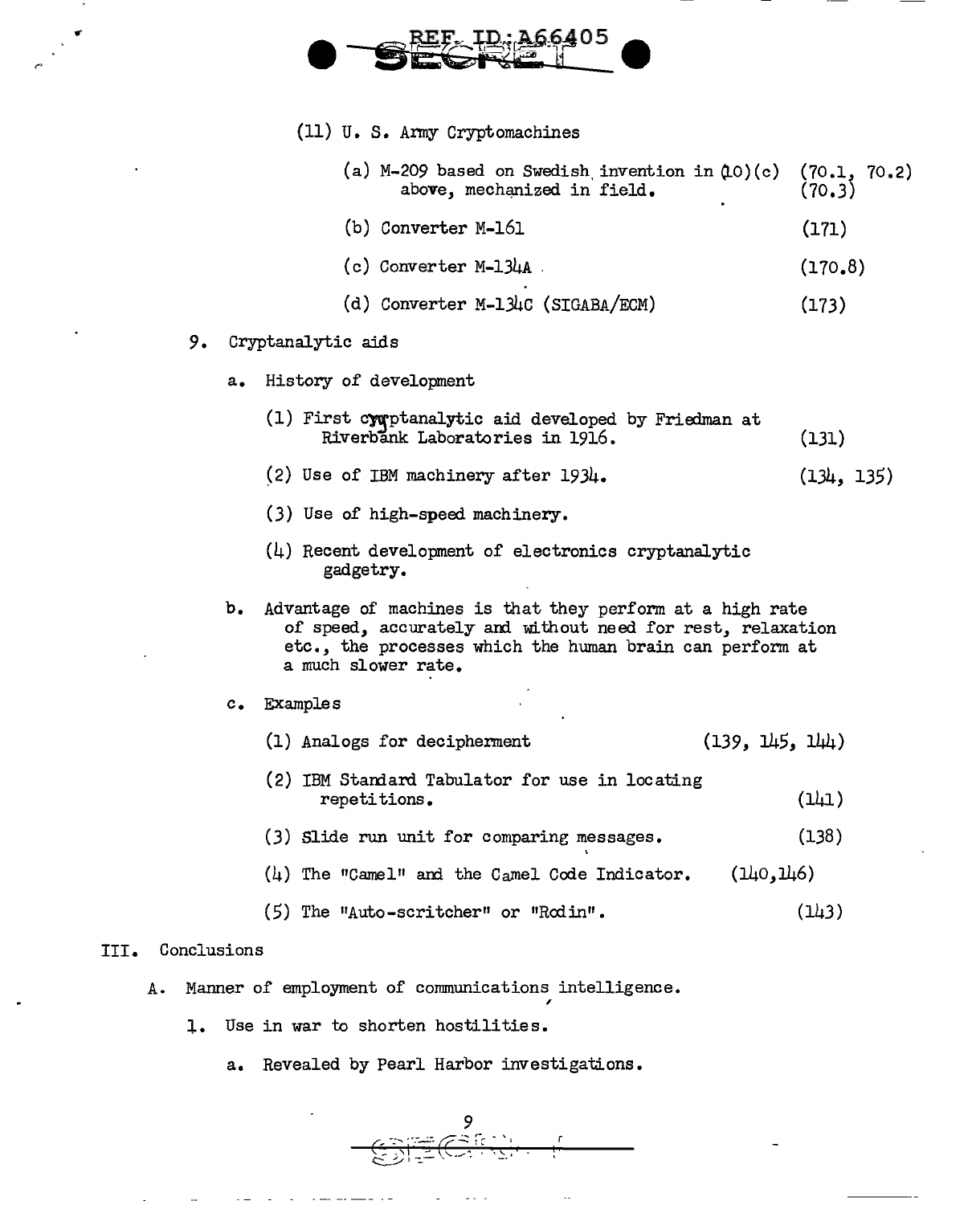(11) U. S. Army Cryptomachines

(a) M-209 based on Swedish invention in (10)(c) above, mechanized in field. (70.1, 70.2) (70.3)

(b) Converter M-161 (171)

(c) Converter M-134A (170.8)

(d) Converter M-134C (SIGABA/ECM) (173)

9. Cryptanalytic aids

a. History of development

(1) First cryptanalytic aid developed by Friedman at Riverbank Laboratories in 1916. (131)

(2) Use of IBM machinery after 1934. (134, 135)

(3) Use of high-speed machinery.

(4) Recent development of electronics cryptanalytic gadgetry.

b. Advantage of machines is that they perform at a high rate of speed, accurately and without need for rest, relaxation etc., the processes which the human brain can perform at a much slower rate.

c. Examples

(1) Analogs for decipherment (139, 145, 144)

(2) IBM Standard Tabulator for use in locating repetitions. (141)

(3) Slide run unit for comparing messages. (138)

(4) The "Camel" and the Camel Code Indicator. (140,146)

(5) The "Auto-scritcher" or "Rodin". (143)

III. Conclusions

A. Manner of employment of communications intelligence.

1. Use in war to shorten hostilities.

a. Revealed by Pearl Harbor investigations.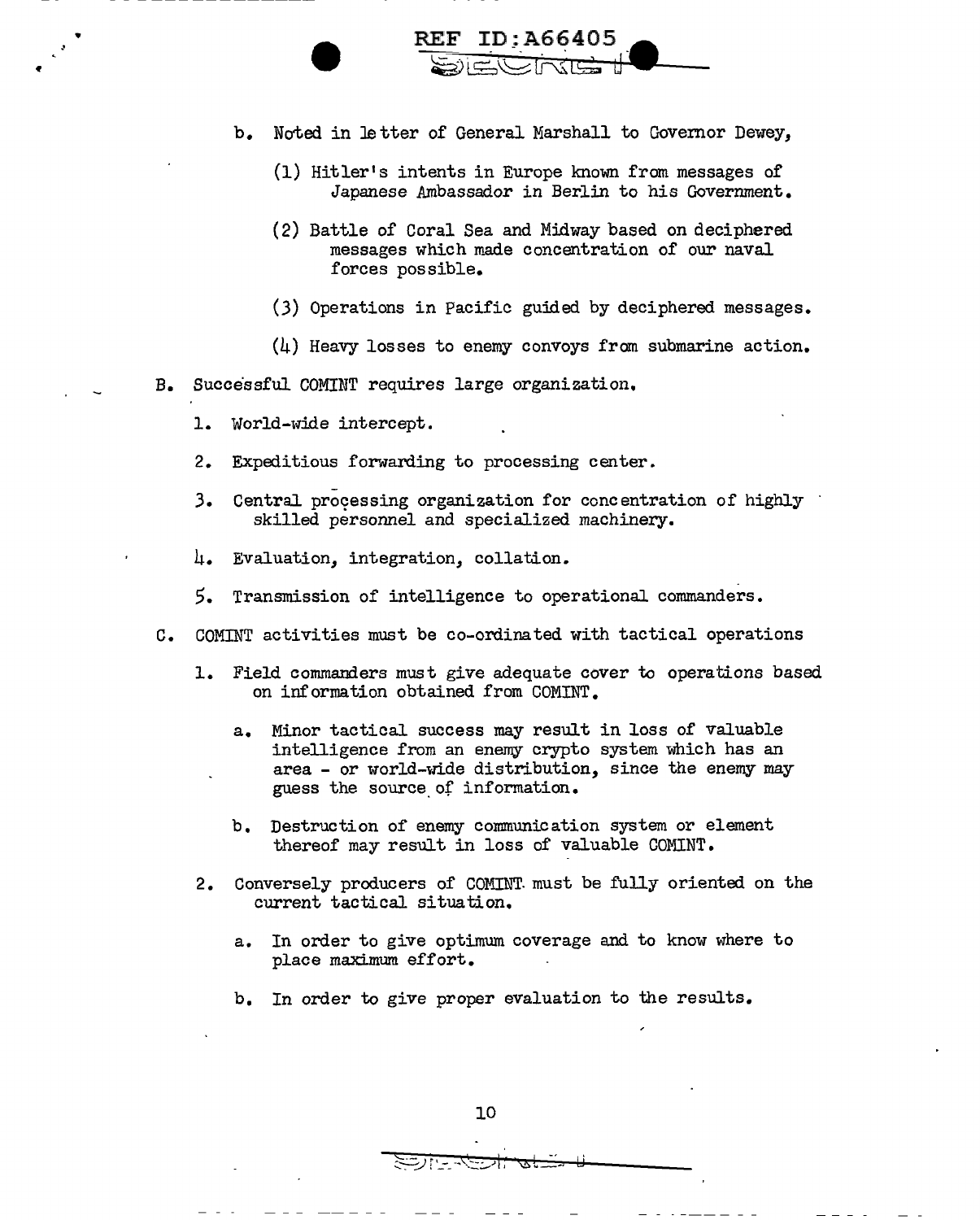b. Noted in letter of General Marshall to Governor Dewey,

   (1) Hitler's intents in Europe known from messages of Japanese Ambassador in Berlin to his Government.

   (2) Battle of Coral Sea and Midway based on deciphered messages which made concentration of our naval forces possible.

   (3) Operations in Pacific guided by deciphered messages.

   (4) Heavy losses to enemy convoys from submarine action.

B. Successful COMINT requires large organization.

   1. World-wide intercept.

   2. Expeditious forwarding to processing center.

   3. Central processing organization for concentration of highly skilled personnel and specialized machinery.

   4. Evaluation, integration, collation.

   5. Transmission of intelligence to operational commanders.

C. COMINT activities must be co-ordinated with tactical operations

   1. Field commanders must give adequate cover to operations based on information obtained from COMINT.

      a. Minor tactical success may result in loss of valuable intelligence from an enemy crypto system which has an area - or world-wide distribution, since the enemy may guess the source of information.

      b. Destruction of enemy communication system or element thereof may result in loss of valuable COMINT.

   2. Conversely producers of COMINT must be fully oriented on the current tactical situation.

      a. In order to give optimum coverage and to know where to place maximum effort.

      b. In order to give proper evaluation to the results.